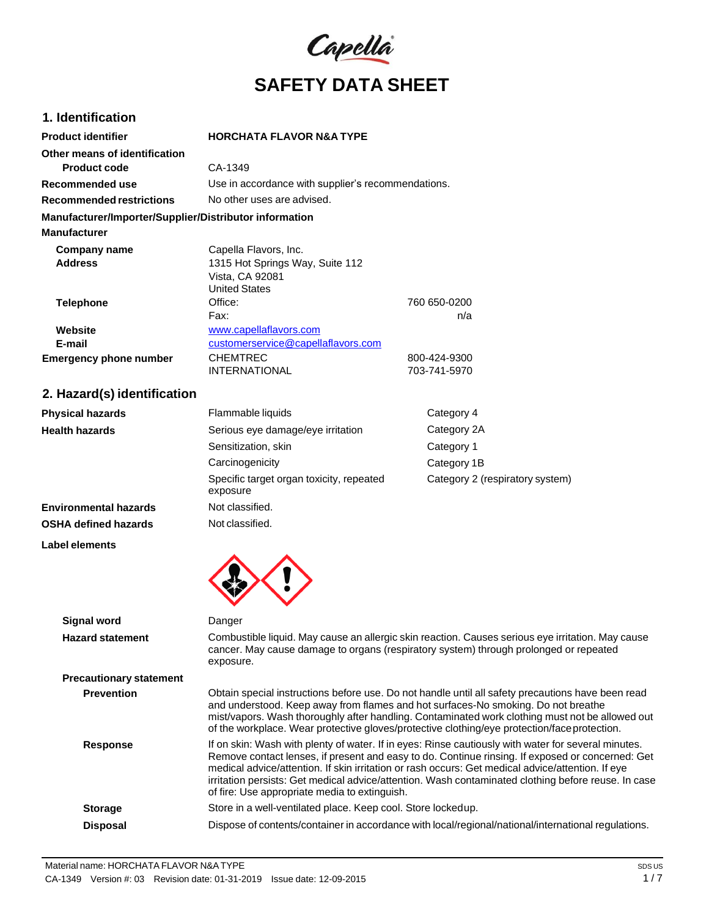# SAFETY DATA SHEET

## 1. Identification

| | | |
|---|---|---|
| **Product identifier** | **HORCHATA FLAVOR N&A TYPE** | |
| **Other means of identification** | | |
| **Product code** | CA-1349 | |
| **Recommended use** | Use in accordance with supplier's recommendations. | |
| **Recommended restrictions** | No other uses are advised. | |

**Manufacturer/Importer/Supplier/Distributor information**

**Manufacturer**

| | | |
|---|---|---|
| **Company name** | Capella Flavors, Inc. | |
| **Address** | 1315 Hot Springs Way, Suite 112<br>Vista, CA 92081<br>United States | |
| **Telephone** | Office: | 760 650-0200 |
| | Fax: | n/a |
| **Website** | www.capellaflavors.com | |
| **E-mail** | customerservice@capellaflavors.com | |
| **Emergency phone number** | CHEMTREC | 800-424-9300 |
| | INTERNATIONAL | 703-741-5970 |

## 2. Hazard(s) identification

| | | |
|---|---|---|
| **Physical hazards** | Flammable liquids | Category 4 |
| **Health hazards** | Serious eye damage/eye irritation | Category 2A |
| | Sensitization, skin | Category 1 |
| | Carcinogenicity | Category 1B |
| | Specific target organ toxicity, repeated exposure | Category 2 (respiratory system) |
| **Environmental hazards** | Not classified. | |
| **OSHA defined hazards** | Not classified. | |

**Label elements**

**Signal word** Danger

**Hazard statement** Combustible liquid. May cause an allergic skin reaction. Causes serious eye irritation. May cause cancer. May cause damage to organs (respiratory system) through prolonged or repeated exposure.

**Precautionary statement**

**Prevention** Obtain special instructions before use. Do not handle until all safety precautions have been read and understood. Keep away from flames and hot surfaces-No smoking. Do not breathe mist/vapors. Wash thoroughly after handling. Contaminated work clothing must not be allowed out of the workplace. Wear protective gloves/protective clothing/eye protection/face protection.

**Response** If on skin: Wash with plenty of water. If in eyes: Rinse cautiously with water for several minutes. Remove contact lenses, if present and easy to do. Continue rinsing. If exposed or concerned: Get medical advice/attention. If skin irritation or rash occurs: Get medical advice/attention. If eye irritation persists: Get medical advice/attention. Wash contaminated clothing before reuse. In case of fire: Use appropriate media to extinguish.

**Storage** Store in a well-ventilated place. Keep cool. Store locked up.

**Disposal** Dispose of contents/container in accordance with local/regional/national/international regulations.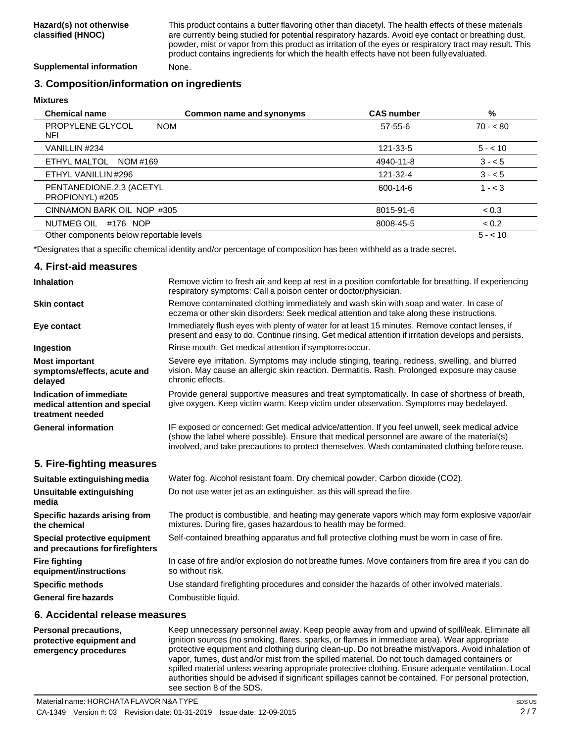**Hazard(s) not otherwise classified (HNOC)**
This product contains a butter flavoring other than diacetyl. The health effects of these materials are currently being studied for potential respiratory hazards. Avoid eye contact or breathing dust, powder, mist or vapor from this product as irritation of the eyes or respiratory tract may result. This product contains ingredients for which the health effects have not been fully evaluated.

**Supplemental information**
None.

## 3. Composition/information on ingredients

**Mixtures**

| Chemical name | Common name and synonyms | CAS number | % |
|---|---|---|---|
| PROPYLENE GLYCOL NFI | NOM | 57-55-6 | 70 - < 80 |
| VANILLIN #234 | | 121-33-5 | 5 - < 10 |
| ETHYL MALTOL NOM #169 | | 4940-11-8 | 3 - < 5 |
| ETHYL VANILLIN #296 | | 121-32-4 | 3 - < 5 |
| PENTANEDIONE,2,3 (ACETYL PROPIONYL) #205 | | 600-14-6 | 1 - < 3 |
| CINNAMON BARK OIL NOP #305 | | 8015-91-6 | < 0.3 |
| NUTMEG OIL #176 NOP | | 8008-45-5 | < 0.2 |
| Other components below reportable levels | | | 5 - < 10 |

*Designates that a specific chemical identity and/or percentage of composition has been withheld as a trade secret.

## 4. First-aid measures

**Inhalation**
Remove victim to fresh air and keep at rest in a position comfortable for breathing. If experiencing respiratory symptoms: Call a poison center or doctor/physician.

**Skin contact**
Remove contaminated clothing immediately and wash skin with soap and water. In case of eczema or other skin disorders: Seek medical attention and take along these instructions.

**Eye contact**
Immediately flush eyes with plenty of water for at least 15 minutes. Remove contact lenses, if present and easy to do. Continue rinsing. Get medical attention if irritation develops and persists.

**Ingestion**
Rinse mouth. Get medical attention if symptoms occur.

**Most important symptoms/effects, acute and delayed**
Severe eye irritation. Symptoms may include stinging, tearing, redness, swelling, and blurred vision. May cause an allergic skin reaction. Dermatitis. Rash. Prolonged exposure may cause chronic effects.

**Indication of immediate medical attention and special treatment needed**
Provide general supportive measures and treat symptomatically. In case of shortness of breath, give oxygen. Keep victim warm. Keep victim under observation. Symptoms may be delayed.

**General information**
IF exposed or concerned: Get medical advice/attention. If you feel unwell, seek medical advice (show the label where possible). Ensure that medical personnel are aware of the material(s) involved, and take precautions to protect themselves. Wash contaminated clothing before reuse.

## 5. Fire-fighting measures

**Suitable extinguishing media**
Water fog. Alcohol resistant foam. Dry chemical powder. Carbon dioxide ($CO_2$).

**Unsuitable extinguishing media**
Do not use water jet as an extinguisher, as this will spread the fire.

**Specific hazards arising from the chemical**
The product is combustible, and heating may generate vapors which may form explosive vapor/air mixtures. During fire, gases hazardous to health may be formed.

**Special protective equipment and precautions for firefighters**
Self-contained breathing apparatus and full protective clothing must be worn in case of fire.

**Fire fighting equipment/instructions**
In case of fire and/or explosion do not breathe fumes. Move containers from fire area if you can do so without risk.

**Specific methods**
Use standard firefighting procedures and consider the hazards of other involved materials.

**General fire hazards**
Combustible liquid.

## 6. Accidental release measures

**Personal precautions, protective equipment and emergency procedures**
Keep unnecessary personnel away. Keep people away from and upwind of spill/leak. Eliminate all ignition sources (no smoking, flares, sparks, or flames in immediate area). Wear appropriate protective equipment and clothing during clean-up. Do not breathe mist/vapors. Avoid inhalation of vapor, fumes, dust and/or mist from the spilled material. Do not touch damaged containers or spilled material unless wearing appropriate protective clothing. Ensure adequate ventilation. Local authorities should be advised if significant spillages cannot be contained. For personal protection, see section 8 of the SDS.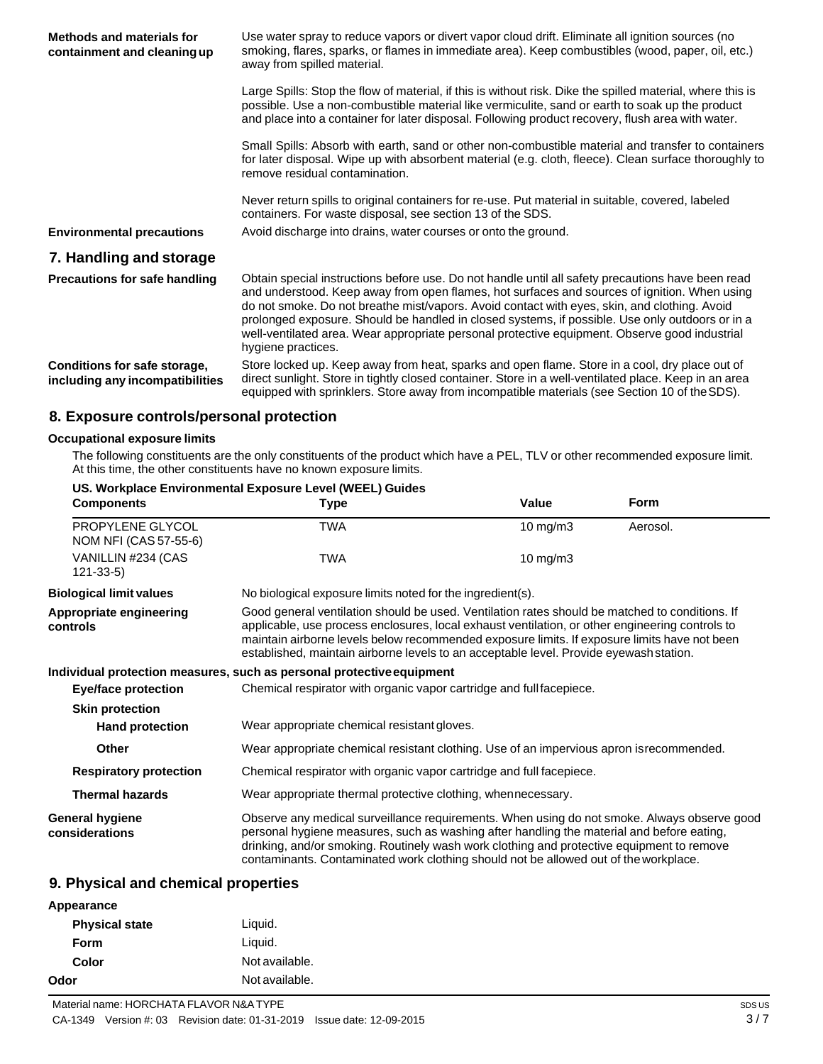| | |
|---|---|
| **Methods and materials for containment and cleaning up** | Use water spray to reduce vapors or divert vapor cloud drift. Eliminate all ignition sources (no smoking, flares, sparks, or flames in immediate area). Keep combustibles (wood, paper, oil, etc.) away from spilled material.<br><br>Large Spills: Stop the flow of material, if this is without risk. Dike the spilled material, where this is possible. Use a non-combustible material like vermiculite, sand or earth to soak up the product and place into a container for later disposal. Following product recovery, flush area with water.<br><br>Small Spills: Absorb with earth, sand or other non-combustible material and transfer to containers for later disposal. Wipe up with absorbent material (e.g. cloth, fleece). Clean surface thoroughly to remove residual contamination.<br><br>Never return spills to original containers for re-use. Put material in suitable, covered, labeled containers. For waste disposal, see section 13 of the SDS. |
| **Environmental precautions** | Avoid discharge into drains, water courses or onto the ground. |

## 7. Handling and storage

| | |
|---|---|
| **Precautions for safe handling** | Obtain special instructions before use. Do not handle until all safety precautions have been read and understood. Keep away from open flames, hot surfaces and sources of ignition. When using do not smoke. Do not breathe mist/vapors. Avoid contact with eyes, skin, and clothing. Avoid prolonged exposure. Should be handled in closed systems, if possible. Use only outdoors or in a well-ventilated area. Wear appropriate personal protective equipment. Observe good industrial hygiene practices. |
| **Conditions for safe storage, including any incompatibilities** | Store locked up. Keep away from heat, sparks and open flame. Store in a cool, dry place out of direct sunlight. Store in tightly closed container. Store in a well-ventilated place. Keep in an area equipped with sprinklers. Store away from incompatible materials (see Section 10 of the SDS). |

## 8. Exposure controls/personal protection

### Occupational exposure limits

The following constituents are the only constituents of the product which have a PEL, TLV or other recommended exposure limit. At this time, the other constituents have no known exposure limits.

**US. Workplace Environmental Exposure Level (WEEL) Guides**

| Components | Type | Value | Form |
|---|---|---|---|
| PROPYLENE GLYCOL NOM NFI (CAS 57-55-6) | TWA | 10 mg/m3 | Aerosol. |
| VANILLIN #234 (CAS 121-33-5) | TWA | 10 mg/m3 | |

| | |
|---|---|
| **Biological limit values** | No biological exposure limits noted for the ingredient(s). |
| **Appropriate engineering controls** | Good general ventilation should be used. Ventilation rates should be matched to conditions. If applicable, use process enclosures, local exhaust ventilation, or other engineering controls to maintain airborne levels below recommended exposure limits. If exposure limits have not been established, maintain airborne levels to an acceptable level. Provide eyewash station. |

**Individual protection measures, such as personal protective equipment**

| | |
|---|---|
| **Eye/face protection** | Chemical respirator with organic vapor cartridge and full facepiece. |
| **Skin protection** | |
| **Hand protection** | Wear appropriate chemical resistant gloves. |
| **Other** | Wear appropriate chemical resistant clothing. Use of an impervious apron is recommended. |
| **Respiratory protection** | Chemical respirator with organic vapor cartridge and full facepiece. |
| **Thermal hazards** | Wear appropriate thermal protective clothing, when necessary. |
| **General hygiene considerations** | Observe any medical surveillance requirements. When using do not smoke. Always observe good personal hygiene measures, such as washing after handling the material and before eating, drinking, and/or smoking. Routinely wash work clothing and protective equipment to remove contaminants. Contaminated work clothing should not be allowed out of the workplace. |

## 9. Physical and chemical properties

**Appearance**

| | |
|---|---|
| **Physical state** | Liquid. |
| **Form** | Liquid. |
| **Color** | Not available. |
| **Odor** | Not available. |

Material name: HORCHATA FLAVOR N&A TYPE
CA-1349 Version #: 03 Revision date: 01-31-2019 Issue date: 12-09-2015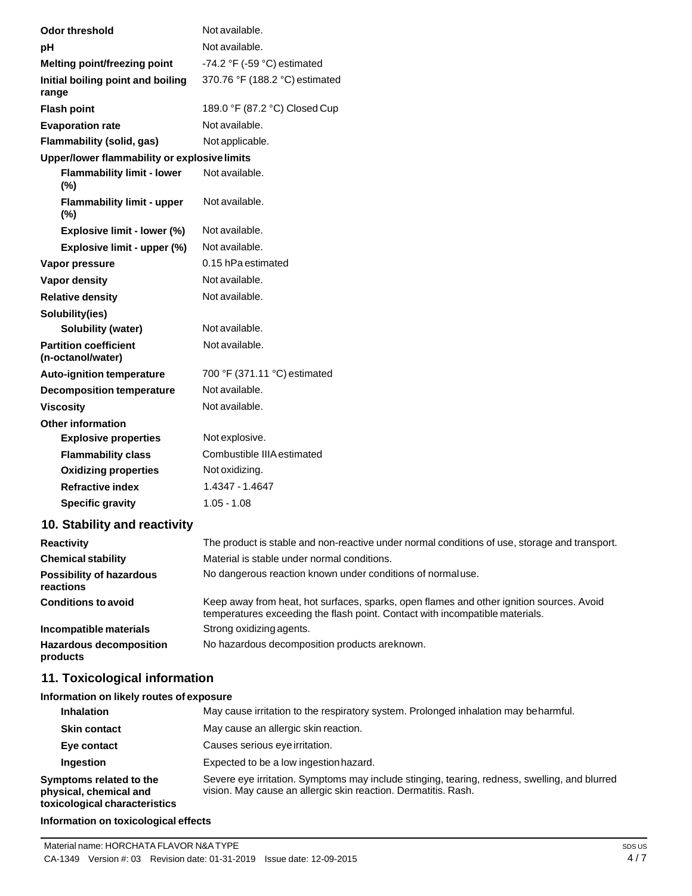| | |
|---|---|
| **Odor threshold** | Not available. |
| **pH** | Not available. |
| **Melting point/freezing point** | -74.2 °F (-59 °C) estimated |
| **Initial boiling point and boiling range** | 370.76 °F (188.2 °C) estimated |
| **Flash point** | 189.0 °F (87.2 °C) Closed Cup |
| **Evaporation rate** | Not available. |
| **Flammability (solid, gas)** | Not applicable. |
| **Upper/lower flammability or explosive limits** | |
| **Flammability limit - lower (%)** | Not available. |
| **Flammability limit - upper (%)** | Not available. |
| **Explosive limit - lower (%)** | Not available. |
| **Explosive limit - upper (%)** | Not available. |
| **Vapor pressure** | 0.15 hPa estimated |
| **Vapor density** | Not available. |
| **Relative density** | Not available. |
| **Solubility(ies)** | |
| **Solubility (water)** | Not available. |
| **Partition coefficient (n-octanol/water)** | Not available. |
| **Auto-ignition temperature** | 700 °F (371.11 °C) estimated |
| **Decomposition temperature** | Not available. |
| **Viscosity** | Not available. |
| **Other information** | |
| **Explosive properties** | Not explosive. |
| **Flammability class** | Combustible IIIA estimated |
| **Oxidizing properties** | Not oxidizing. |
| **Refractive index** | 1.4347 - 1.4647 |
| **Specific gravity** | 1.05 - 1.08 |

## 10. Stability and reactivity

| | |
|---|---|
| **Reactivity** | The product is stable and non-reactive under normal conditions of use, storage and transport. |
| **Chemical stability** | Material is stable under normal conditions. |
| **Possibility of hazardous reactions** | No dangerous reaction known under conditions of normal use. |
| **Conditions to avoid** | Keep away from heat, hot surfaces, sparks, open flames and other ignition sources. Avoid temperatures exceeding the flash point. Contact with incompatible materials. |
| **Incompatible materials** | Strong oxidizing agents. |
| **Hazardous decomposition products** | No hazardous decomposition products are known. |

## 11. Toxicological information

**Information on likely routes of exposure**

| | |
|---|---|
| **Inhalation** | May cause irritation to the respiratory system. Prolonged inhalation may be harmful. |
| **Skin contact** | May cause an allergic skin reaction. |
| **Eye contact** | Causes serious eye irritation. |
| **Ingestion** | Expected to be a low ingestion hazard. |
| **Symptoms related to the physical, chemical and toxicological characteristics** | Severe eye irritation. Symptoms may include stinging, tearing, redness, swelling, and blurred vision. May cause an allergic skin reaction. Dermatitis. Rash. |

**Information on toxicological effects**

Material name: HORCHATA FLAVOR N&A TYPE

CA-1349 Version #: 03 Revision date: 01-31-2019 Issue date: 12-09-2015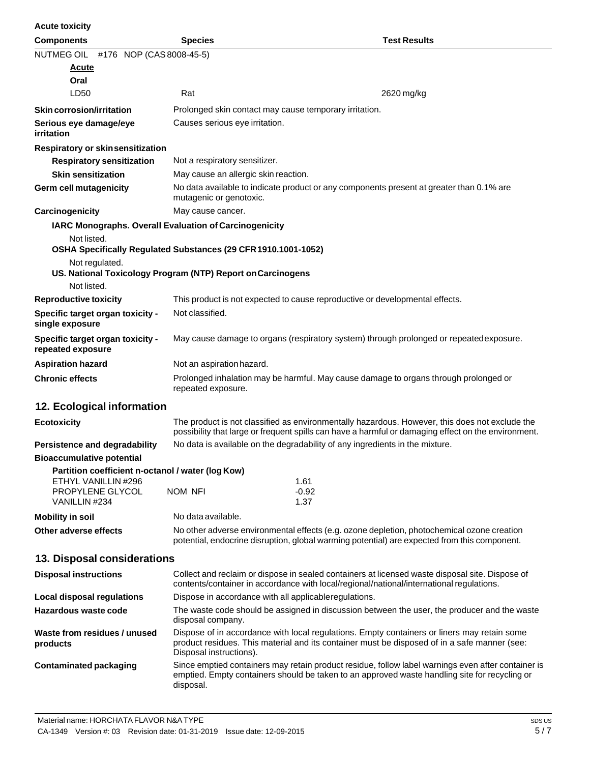**Acute toxicity**

| Components | Species | Test Results |
|---|---|---|
| NUTMEG OIL #176 NOP (CAS 8008-45-5) | | |
| **Acute** | | |
| **Oral** | | |
| LD50 | Rat | 2620 mg/kg |

**Skin corrosion/irritation** Prolonged skin contact may cause temporary irritation.

**Serious eye damage/eye irritation** Causes serious eye irritation.

**Respiratory or skin sensitization**

**Respiratory sensitization** Not a respiratory sensitizer.

**Skin sensitization** May cause an allergic skin reaction.

**Germ cell mutagenicity** No data available to indicate product or any components present at greater than 0.1% are mutagenic or genotoxic.

**Carcinogenicity** May cause cancer.

**IARC Monographs. Overall Evaluation of Carcinogenicity**

Not listed.

**OSHA Specifically Regulated Substances (29 CFR 1910.1001-1052)**

Not regulated.

**US. National Toxicology Program (NTP) Report on Carcinogens**

Not listed.

**Reproductive toxicity** This product is not expected to cause reproductive or developmental effects.

**Specific target organ toxicity - single exposure** Not classified.

**Specific target organ toxicity - repeated exposure** May cause damage to organs (respiratory system) through prolonged or repeated exposure.

**Aspiration hazard** Not an aspiration hazard.

**Chronic effects** Prolonged inhalation may be harmful. May cause damage to organs through prolonged or repeated exposure.

## 12. Ecological information

**Ecotoxicity** The product is not classified as environmentally hazardous. However, this does not exclude the possibility that large or frequent spills can have a harmful or damaging effect on the environment.

**Persistence and degradability** No data is available on the degradability of any ingredients in the mixture.

**Bioaccumulative potential**

**Partition coefficient n-octanol / water (log Kow)**

| | | |
|---|---|---|
| ETHYL VANILLIN #296 | | 1.61 |
| PROPYLENE GLYCOL | NOM NFI | -0.92 |
| VANILLIN #234 | | 1.37 |

**Mobility in soil** No data available.

**Other adverse effects** No other adverse environmental effects (e.g. ozone depletion, photochemical ozone creation potential, endocrine disruption, global warming potential) are expected from this component.

## 13. Disposal considerations

**Disposal instructions** Collect and reclaim or dispose in sealed containers at licensed waste disposal site. Dispose of contents/container in accordance with local/regional/national/international regulations.

**Local disposal regulations** Dispose in accordance with all applicable regulations.

**Hazardous waste code** The waste code should be assigned in discussion between the user, the producer and the waste disposal company.

**Waste from residues / unused products** Dispose of in accordance with local regulations. Empty containers or liners may retain some product residues. This material and its container must be disposed of in a safe manner (see: Disposal instructions).

**Contaminated packaging** Since emptied containers may retain product residue, follow label warnings even after container is emptied. Empty containers should be taken to an approved waste handling site for recycling or disposal.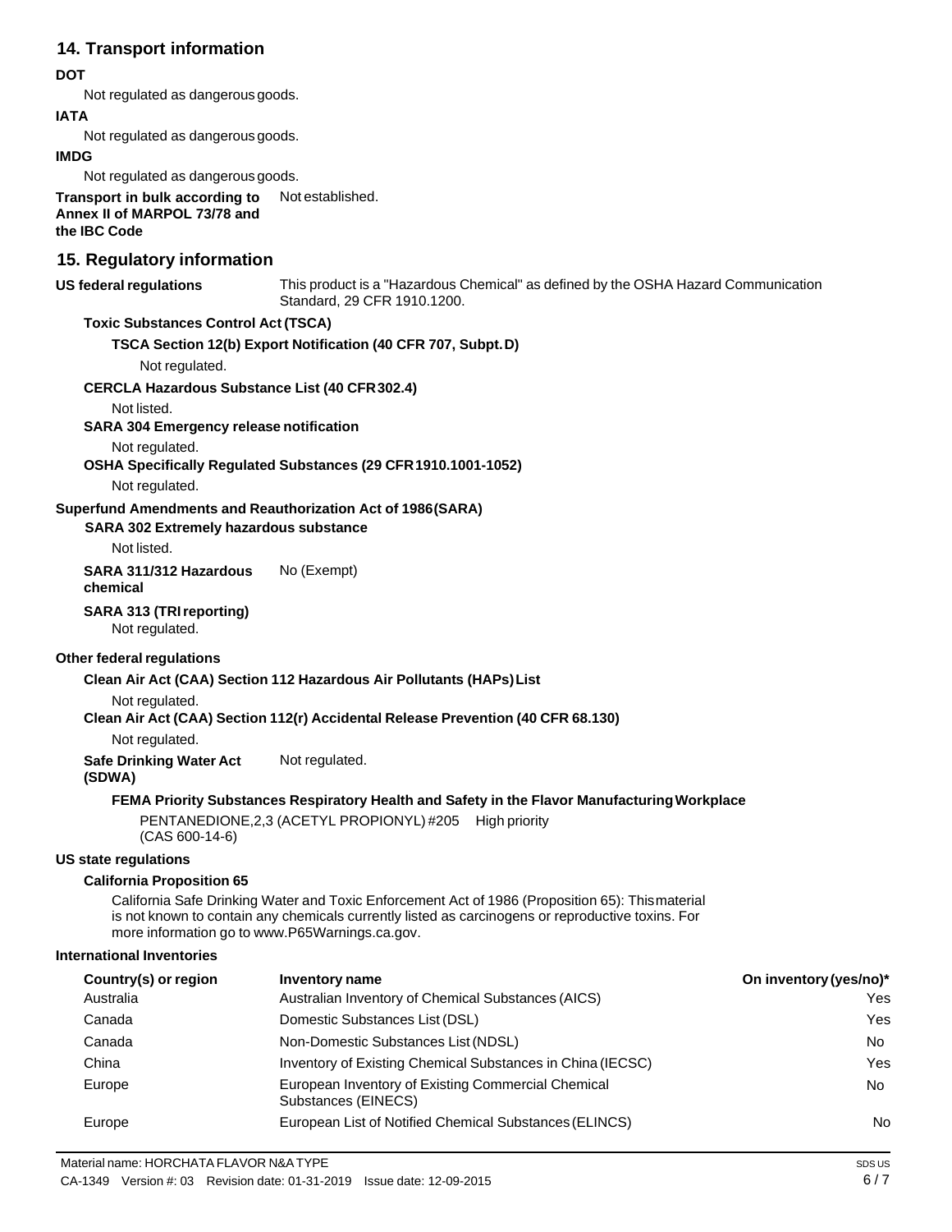## 14. Transport information

**DOT**

Not regulated as dangerous goods.

**IATA**

Not regulated as dangerous goods.

**IMDG**

Not regulated as dangerous goods.

**Transport in bulk according to Annex II of MARPOL 73/78 and the IBC Code** Not established.

## 15. Regulatory information

**US federal regulations** This product is a "Hazardous Chemical" as defined by the OSHA Hazard Communication Standard, 29 CFR 1910.1200.

**Toxic Substances Control Act (TSCA)**

**TSCA Section 12(b) Export Notification (40 CFR 707, Subpt. D)**

Not regulated.

**CERCLA Hazardous Substance List (40 CFR 302.4)**

Not listed.

**SARA 304 Emergency release notification**

Not regulated.

**OSHA Specifically Regulated Substances (29 CFR 1910.1001-1052)**

Not regulated.

**Superfund Amendments and Reauthorization Act of 1986 (SARA)**

**SARA 302 Extremely hazardous substance**

Not listed.

**SARA 311/312 Hazardous chemical** No (Exempt)

**SARA 313 (TRI reporting)**

Not regulated.

**Other federal regulations**

**Clean Air Act (CAA) Section 112 Hazardous Air Pollutants (HAPs) List**

Not regulated.

**Clean Air Act (CAA) Section 112(r) Accidental Release Prevention (40 CFR 68.130)**

Not regulated.

**Safe Drinking Water Act (SDWA)** Not regulated.

**FEMA Priority Substances Respiratory Health and Safety in the Flavor Manufacturing Workplace**

PENTANEDIONE,2,3 (ACETYL PROPIONYL) #205 (CAS 600-14-6) High priority

**US state regulations**

**California Proposition 65**

California Safe Drinking Water and Toxic Enforcement Act of 1986 (Proposition 65): This material is not known to contain any chemicals currently listed as carcinogens or reproductive toxins. For more information go to www.P65Warnings.ca.gov.

**International Inventories**

| Country(s) or region | Inventory name | On inventory (yes/no)* |
| --- | --- | --- |
| Australia | Australian Inventory of Chemical Substances (AICS) | Yes |
| Canada | Domestic Substances List (DSL) | Yes |
| Canada | Non-Domestic Substances List (NDSL) | No |
| China | Inventory of Existing Chemical Substances in China (IECSC) | Yes |
| Europe | European Inventory of Existing Commercial Chemical Substances (EINECS) | No |
| Europe | European List of Notified Chemical Substances (ELINCS) | No |

Material name: HORCHATA FLAVOR N&A TYPE

CA-1349 Version #: 03 Revision date: 01-31-2019 Issue date: 12-09-2015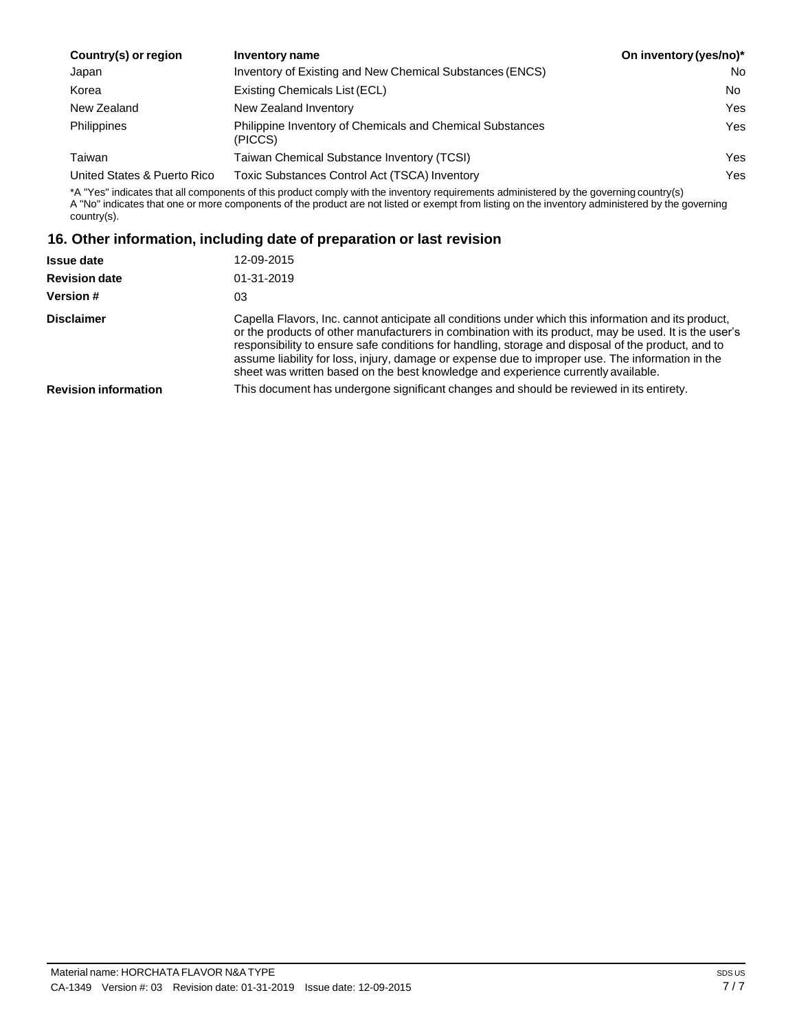| Country(s) or region | Inventory name | On inventory (yes/no)* |
| --- | --- | --- |
| Japan | Inventory of Existing and New Chemical Substances (ENCS) | No |
| Korea | Existing Chemicals List (ECL) | No |
| New Zealand | New Zealand Inventory | Yes |
| Philippines | Philippine Inventory of Chemicals and Chemical Substances (PICCS) | Yes |
| Taiwan | Taiwan Chemical Substance Inventory (TCSI) | Yes |
| United States & Puerto Rico | Toxic Substances Control Act (TSCA) Inventory | Yes |

*A "Yes" indicates that all components of this product comply with the inventory requirements administered by the governing country(s)
A "No" indicates that one or more components of the product are not listed or exempt from listing on the inventory administered by the governing country(s).

## 16. Other information, including date of preparation or last revision

**Issue date** 12-09-2015

**Revision date** 01-31-2019

**Version #** 03

**Disclaimer** Capella Flavors, Inc. cannot anticipate all conditions under which this information and its product, or the products of other manufacturers in combination with its product, may be used. It is the user's responsibility to ensure safe conditions for handling, storage and disposal of the product, and to assume liability for loss, injury, damage or expense due to improper use. The information in the sheet was written based on the best knowledge and experience currently available.

**Revision information** This document has undergone significant changes and should be reviewed in its entirety.